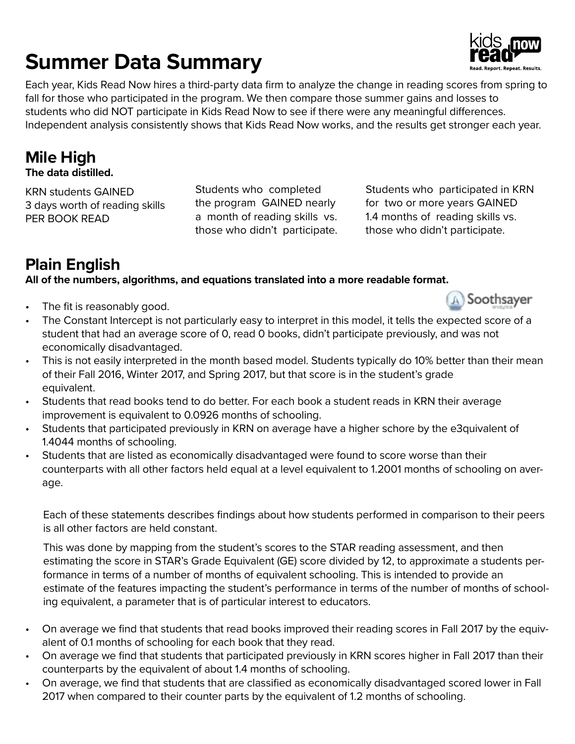# Summer Data Summary

Each year, Kids Read Now hires a third-party data firm to analyze the change in reading scores from spring to fall for those who participated in the program. We then compare those summer gains and losses to students who did NOT participate in Kids Read Now to see if there were any meaningful differences. Independent analysis consistently shows that Kids Read Now works, and the results get stronger each year.

## Mile High

**The data distilled.**

KRN students GAINED 3 days worth of reading skills PER BOOK READ

Students who completed the program GAINED nearly a month of reading skills vs. those who didn't participate.

Students who participated in KRN for two or more years GAINED 1.4 months of reading skills vs. those who didn't participate.

## Plain English

**All of the numbers, algorithms, and equations translated into a more readable format.**

- The fit is reasonably good.
- The Constant Intercept is not particularly easy to interpret in this model, it tells the expected score of a student that had an average score of 0, read 0 books, didn't participate previously, and was not economically disadvantaged.
- This is not easily interpreted in the month based model. Students typically do 10% better than their mean of their Fall 2016, Winter 2017, and Spring 2017, but that score is in the student's grade equivalent.
- Students that read books tend to do better. For each book a student reads in KRN their average improvement is equivalent to 0.0926 months of schooling.
- Students that participated previously in KRN on average have a higher schore by the e3quivalent of 1.4044 months of schooling.
- Students that are listed as economically disadvantaged were found to score worse than their counterparts with all other factors held equal at a level equivalent to 1.2001 months of schooling on average.

Each of these statements describes findings about how students performed in comparison to their peers is all other factors are held constant.

This was done by mapping from the student's scores to the STAR reading assessment, and then estimating the score in STAR's Grade Equivalent (GE) score divided by 12, to approximate a students performance in terms of a number of months of equivalent schooling. This is intended to provide an estimate of the features impacting the student's performance in terms of the number of months of schooling equivalent, a parameter that is of particular interest to educators.

- On average we find that students that read books improved their reading scores in Fall 2017 by the equivalent of 0.1 months of schooling for each book that they read.
- On average we find that students that participated previously in KRN scores higher in Fall 2017 than their counterparts by the equivalent of about 1.4 months of schooling.
- On average, we find that students that are classified as economically disadvantaged scored lower in Fall 2017 when compared to their counter parts by the equivalent of 1.2 months of schooling.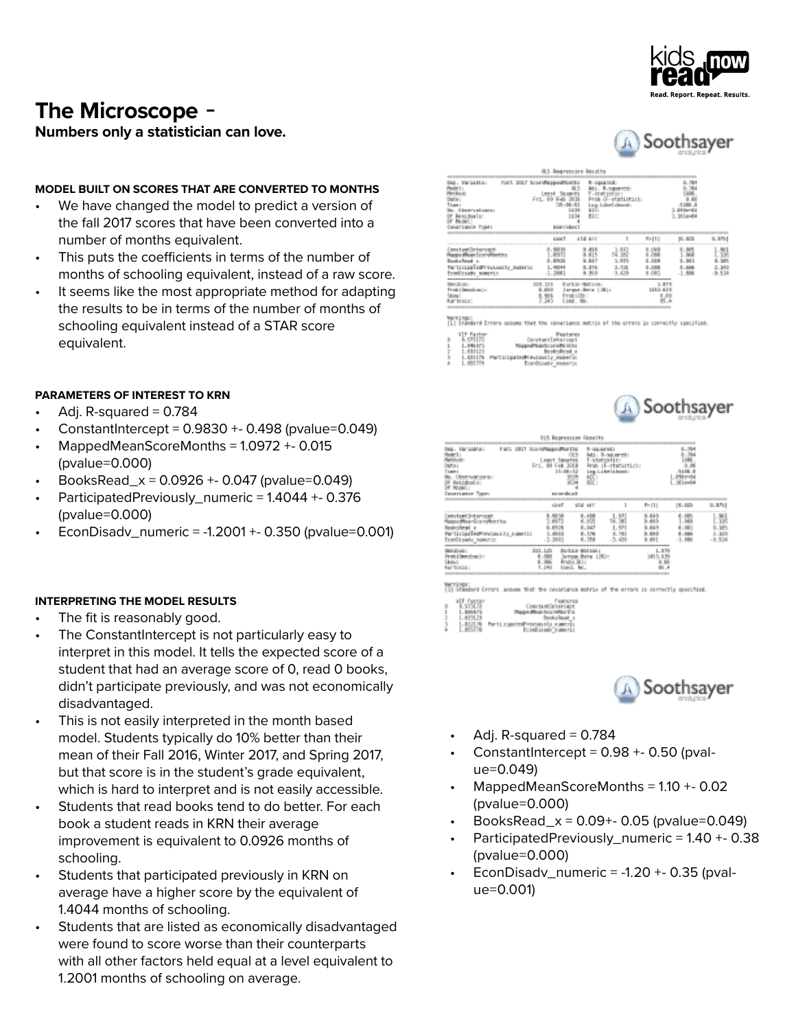# The Microscope -

**Numbers only a statistician can love.**

#### MODEL BUILT ON SCORES THAT ARE CONVERTED TO MONTHS

- We have changed the model to predict a version of the fall 2017 scores that have been converted into a number of months equivalent.
- This puts the coefficients in terms of the number of months of schooling equivalent, instead of a raw score.
- It seems like the most appropriate method for adapting the results to be in terms of the number of months of schooling equivalent instead of a STAR score equivalent.

#### PARAMETERS OF INTEREST TO KRN

- Adj. R-squared = 0.784
- ConstantIntercept = 0.9830 +- 0.498 (pvalue=0.049)
- MappedMeanScoreMonths = 1.0972 +- 0.015 (pvalue=0.000)
- BooksRead_x = 0.0926 +- 0.047 (pvalue=0.049)
- ParticipatedPreviously_numeric = 1.4044 +- 0.376 (pvalue=0.000)
- EconDisadv_numeric = -1.2001 +- 0.350 (pvalue=0.001)

#### INTERPRETING THE MODEL RESULTS

- The fit is reasonably good.
- The ConstantIntercept is not particularly easy to interpret in this model. It tells the expected score of a student that had an average score of 0, read 0 books, didn't participate previously, and was not economically disadvantaged.
- This is not easily interpreted in the month based model. Students typically do 10% better than their mean of their Fall 2016, Winter 2017, and Spring 2017, but that score is in the student's grade equivalent, which is hard to interpret and is not easily accessible.
- Students that read books tend to do better. For each book a student reads in KRN their average improvement is equivalent to 0.0926 months of schooling.
- Students that participated previously in KRN on average have a higher score by the equivalent of 1.4044 months of schooling.
- Students that are listed as economically disadvantaged were found to score worse than their counterparts with all other factors held equal at a level equivalent to 1.2001 months of schooling on average.

- Adj. R-squared = 0.784
- ConstantIntercept = 0.98 +- 0.50 (pvalue=0.049)
- MappedMeanScoreMonths = 1.10 +- 0.02 (pvalue=0.000)
- BooksRead_x = 0.09+- 0.05 (pvalue=0.049)
- ParticipatedPreviously_numeric = 1.40 +- 0.38 (pvalue=0.000)
- EconDisadv_numeric = -1.20 +- 0.35 (pvalue=0.001)